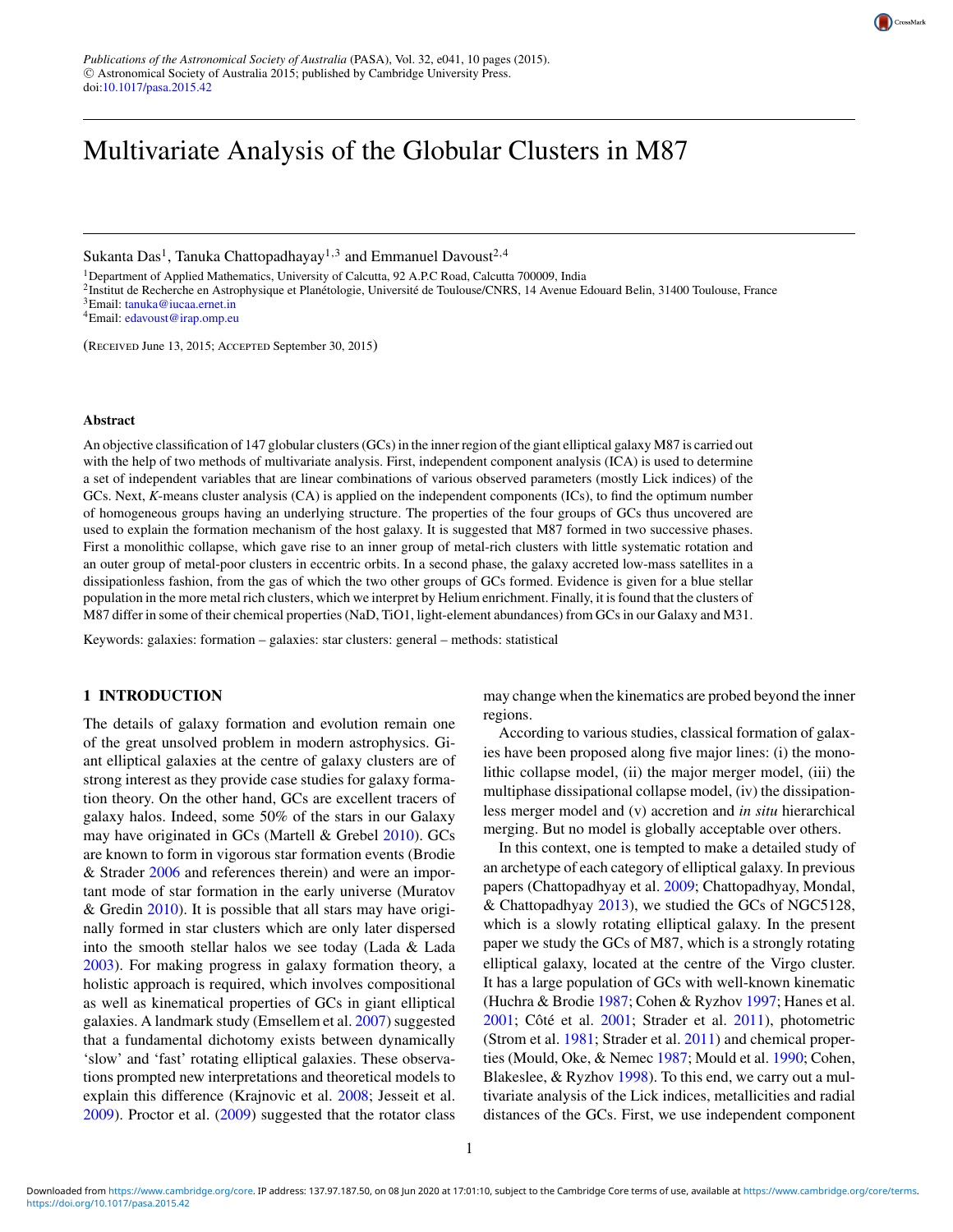# Multivariate Analysis of the Globular Clusters in M87

Sukanta Das[1], Tanuka Chattopadhyay[1,3] and Emmanuel Davoust[2,4]

[1]Department of Applied Mathematics, University of Calcutta, 92 A.P.C Road, Calcutta 700009, India
[2]Institut de Recherche en Astrophysique et Planétologie, Université de Toulouse/CNRS, 14 Avenue Edouard Belin, 31400 Toulouse, France
[3]Email: tanuka@iucaa.ernet.in
[4]Email: edavoust@irap.omp.eu

(Received June 13, 2015; Accepted September 30, 2015)

### Abstract

An objective classification of 147 globular clusters (GCs) in the inner region of the giant elliptical galaxy M87 is carried out with the help of two methods of multivariate analysis. First, independent component analysis (ICA) is used to determine a set of independent variables that are linear combinations of various observed parameters (mostly Lick indices) of the GCs. Next, *K*-means cluster analysis (CA) is applied on the independent components (ICs), to find the optimum number of homogeneous groups having an underlying structure. The properties of the four groups of GCs thus uncovered are used to explain the formation mechanism of the host galaxy. It is suggested that M87 formed in two successive phases. First a monolithic collapse, which gave rise to an inner group of metal-rich clusters with little systematic rotation and an outer group of metal-poor clusters in eccentric orbits. In a second phase, the galaxy accreted low-mass satellites in a dissipationless fashion, from the gas of which the two other groups of GCs formed. Evidence is given for a blue stellar population in the more metal rich clusters, which we interpret by Helium enrichment. Finally, it is found that the clusters of M87 differ in some of their chemical properties (NaD, TiO1, light-element abundances) from GCs in our Galaxy and M31.

Keywords: galaxies: formation – galaxies: star clusters: general – methods: statistical

## 1 INTRODUCTION

The details of galaxy formation and evolution remain one of the great unsolved problem in modern astrophysics. Giant elliptical galaxies at the centre of galaxy clusters are of strong interest as they provide case studies for galaxy formation theory. On the other hand, GCs are excellent tracers of galaxy halos. Indeed, some 50% of the stars in our Galaxy may have originated in GCs (Martell & Grebel 2010). GCs are known to form in vigorous star formation events (Brodie & Strader 2006 and references therein) and were an important mode of star formation in the early universe (Muratov & Gredin 2010). It is possible that all stars may have originally formed in star clusters which are only later dispersed into the smooth stellar halos we see today (Lada & Lada 2003). For making progress in galaxy formation theory, a holistic approach is required, which involves compositional as well as kinematical properties of GCs in giant elliptical galaxies. A landmark study (Emsellem et al. 2007) suggested that a fundamental dichotomy exists between dynamically 'slow' and 'fast' rotating elliptical galaxies. These observations prompted new interpretations and theoretical models to explain this difference (Krajnovic et al. 2008; Jesseit et al. 2009). Proctor et al. (2009) suggested that the rotator class may change when the kinematics are probed beyond the inner regions.

According to various studies, classical formation of galaxies have been proposed along five major lines: (i) the monolithic collapse model, (ii) the major merger model, (iii) the multiphase dissipational collapse model, (iv) the dissipationless merger model and (v) accretion and *in situ* hierarchical merging. But no model is globally acceptable over others.

In this context, one is tempted to make a detailed study of an archetype of each category of elliptical galaxy. In previous papers (Chattopadhyay et al. 2009; Chattopadhyay, Mondal, & Chattopadhyay 2013), we studied the GCs of NGC5128, which is a slowly rotating elliptical galaxy. In the present paper we study the GCs of M87, which is a strongly rotating elliptical galaxy, located at the centre of the Virgo cluster. It has a large population of GCs with well-known kinematic (Huchra & Brodie 1987; Cohen & Ryzhov 1997; Hanes et al. 2001; Côté et al. 2001; Strader et al. 2011), photometric (Strom et al. 1981; Strader et al. 2011) and chemical properties (Mould, Oke, & Nemec 1987; Mould et al. 1990; Cohen, Blakeslee, & Ryzhov 1998). To this end, we carry out a multivariate analysis of the Lick indices, metallicities and radial distances of the GCs. First, we use independent component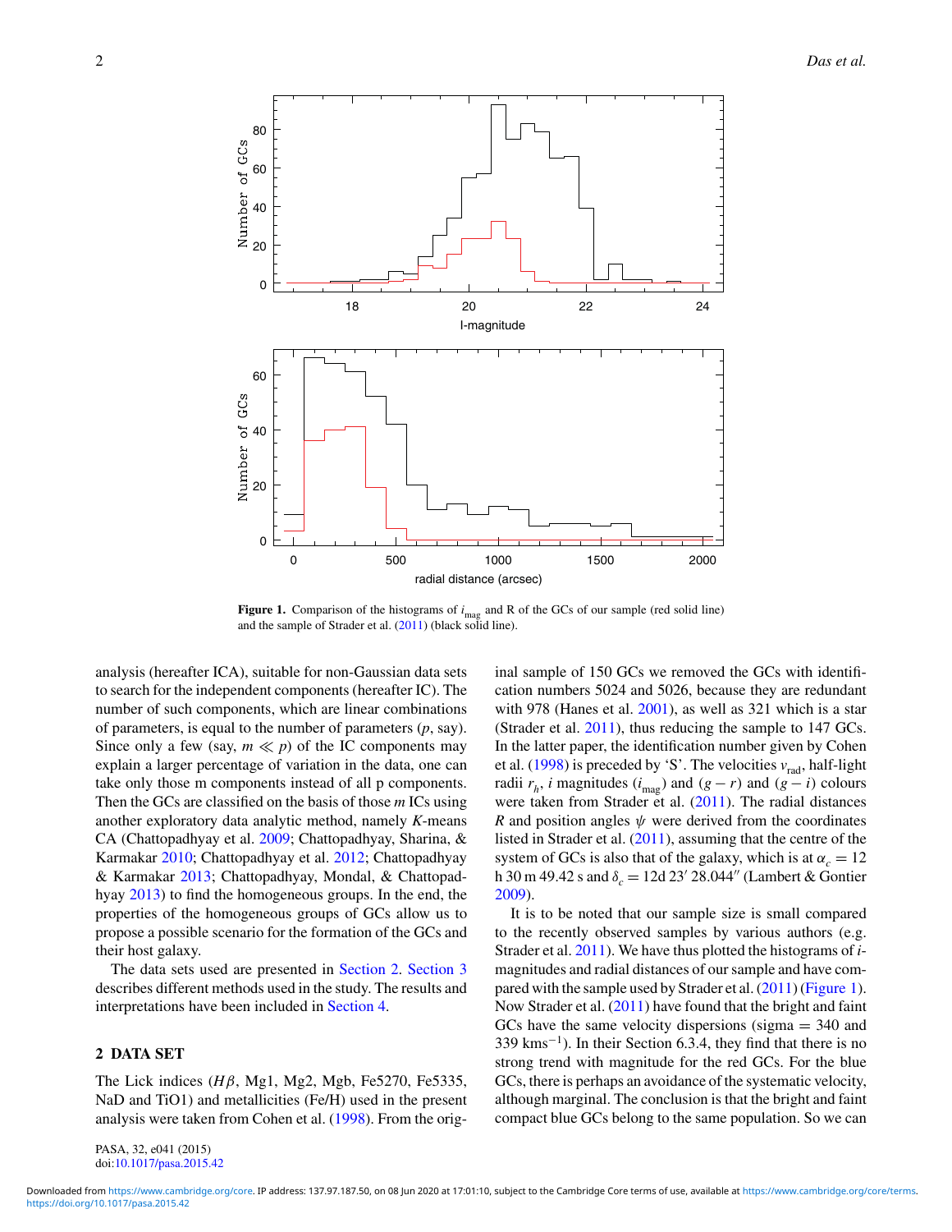Figure 1. Comparison of the histograms of $i_{mag}$ and R of the GCs of our sample (red solid line) and the sample of Strader et al. (2011) (black solid line).

analysis (hereafter ICA), suitable for non-Gaussian data sets to search for the independent components (hereafter IC). The number of such components, which are linear combinations of parameters, is equal to the number of parameters ($p$, say). Since only a few (say, $m \ll p$) of the IC components may explain a larger percentage of variation in the data, one can take only those m components instead of all p components. Then the GCs are classified on the basis of those $m$ ICs using another exploratory data analytic method, namely $K$-means CA (Chattopadhyay et al. 2009; Chattopadhyay, Sharina, & Karmakar 2010; Chattopadhyay et al. 2012; Chattopadhyay & Karmakar 2013; Chattopadhyay, Mondal, & Chattopadhyay 2013) to find the homogeneous groups. In the end, the properties of the homogeneous groups of GCs allow us to propose a possible scenario for the formation of the GCs and their host galaxy.

The data sets used are presented in Section 2. Section 3 describes different methods used in the study. The results and interpretations have been included in Section 4.

## 2 DATA SET

The Lick indices ($H\beta$, Mg1, Mg2, Mgb, Fe5270, Fe5335, NaD and TiO1) and metallicities (Fe/H) used in the present analysis were taken from Cohen et al. (1998). From the original sample of 150 GCs we removed the GCs with identification numbers 5024 and 5026, because they are redundant with 978 (Hanes et al. 2001), as well as 321 which is a star (Strader et al. 2011), thus reducing the sample to 147 GCs. In the latter paper, the identification number given by Cohen et al. (1998) is preceded by 'S'. The velocities $v_{rad}$, half-light radii $r_h$, $i$ magnitudes ($i_{mag}$) and $(g - r)$ and $(g - i)$ colours were taken from Strader et al. (2011). The radial distances $R$ and position angles $\psi$ were derived from the coordinates listed in Strader et al. (2011), assuming that the centre of the system of GCs is also that of the galaxy, which is at $\alpha_c = 12$ h 30 m 49.42 s and $\delta_c = 12$d $23' \, 28.044''$ (Lambert & Gontier 2009).

It is to be noted that our sample size is small compared to the recently observed samples by various authors (e.g. Strader et al. 2011). We have thus plotted the histograms of $i$-magnitudes and radial distances of our sample and have compared with the sample used by Strader et al. (2011) (Figure 1). Now Strader et al. (2011) have found that the bright and faint GCs have the same velocity dispersions (sigma = 340 and 339 $\mathrm{km s^{-1}}$). In their Section 6.3.4, they find that there is no strong trend with magnitude for the red GCs. For the blue GCs, there is perhaps an avoidance of the systematic velocity, although marginal. The conclusion is that the bright and faint compact blue GCs belong to the same population. So we can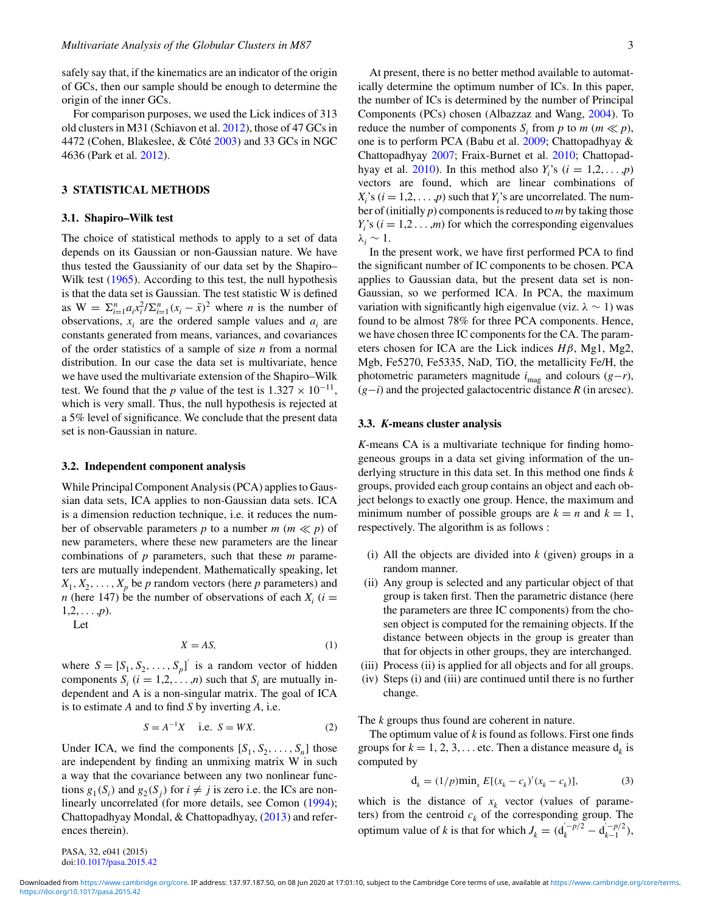safely say that, if the kinematics are an indicator of the origin of GCs, then our sample should be enough to determine the origin of the inner GCs.

For comparison purposes, we used the Lick indices of 313 old clusters in M31 (Schiavon et al. 2012), those of 47 GCs in 4472 (Cohen, Blakeslee, & Côté 2003) and 33 GCs in NGC 4636 (Park et al. 2012).

## 3 STATISTICAL METHODS

### 3.1. Shapiro–Wilk test

The choice of statistical methods to apply to a set of data depends on its Gaussian or non-Gaussian nature. We have thus tested the Gaussianity of our data set by the Shapiro–Wilk test (1965). According to this test, the null hypothesis is that the data set is Gaussian. The test statistic W is defined as $W = \Sigma_{i=1}^{n} a_i x_i^2 / \Sigma_{i=1}^{n} (x_i - \bar{x})^2$ where $n$ is the number of observations, $x_i$ are the ordered sample values and $a_i$ are constants generated from means, variances, and covariances of the order statistics of a sample of size $n$ from a normal distribution. In our case the data set is multivariate, hence we have used the multivariate extension of the Shapiro–Wilk test. We found that the $p$ value of the test is $1.327 \times 10^{-11}$, which is very small. Thus, the null hypothesis is rejected at a 5% level of significance. We conclude that the present data set is non-Gaussian in nature.

### 3.2. Independent component analysis

While Principal Component Analysis (PCA) applies to Gaussian data sets, ICA applies to non-Gaussian data sets. ICA is a dimension reduction technique, i.e. it reduces the number of observable parameters $p$ to a number $m$ ($m \ll p$) of new parameters, where these new parameters are the linear combinations of $p$ parameters, such that these $m$ parameters are mutually independent. Mathematically speaking, let $X_1, X_2, \ldots, X_p$ be $p$ random vectors (here $p$ parameters) and $n$ (here 147) be the number of observations of each $X_i$ ($i = 1,2,\ldots,p$).

Let

$$X = AS, \tag{1}$$

where $S = [S_1, S_2, \ldots, S_p]'$ is a random vector of hidden components $S_i$ ($i = 1,2,\ldots,n$) such that $S_i$ are mutually independent and A is a non-singular matrix. The goal of ICA is to estimate $A$ and to find $S$ by inverting $A$, i.e.

$$S = A^{-1}X \quad \text{i.e. } S = WX. \tag{2}$$

Under ICA, we find the components $[S_1, S_2, \ldots, S_n]$ those are independent by finding an unmixing matrix W in such a way that the covariance between any two nonlinear functions $g_1(S_i)$ and $g_2(S_j)$ for $i \neq j$ is zero i.e. the ICs are nonlinearly uncorrelated (for more details, see Comon (1994); Chattopadhyay Mondal, & Chattopadhyay, (2013) and references therein).

At present, there is no better method available to automatically determine the optimum number of ICs. In this paper, the number of ICs is determined by the number of Principal Components (PCs) chosen (Albazzaz and Wang, 2004). To reduce the number of components $S_i$ from $p$ to $m$ ($m \ll p$), one is to perform PCA (Babu et al. 2009; Chattopadhyay & Chattopadhyay 2007; Fraix-Burnet et al. 2010; Chattopadhyay et al. 2010). In this method also $Y_i$'s ($i = 1,2,\ldots,p$) vectors are found, which are linear combinations of $X_i$'s ($i = 1,2,\ldots,p$) such that $Y_i$'s are uncorrelated. The number of (initially $p$) components is reduced to $m$ by taking those $Y_i$'s ($i = 1,2\ldots,m$) for which the corresponding eigenvalues $\lambda_i \sim 1$.

In the present work, we have first performed PCA to find the significant number of IC components to be chosen. PCA applies to Gaussian data, but the present data set is non-Gaussian, so we performed ICA. In PCA, the maximum variation with significantly high eigenvalue (viz. $\lambda \sim 1$) was found to be almost 78% for three PCA components. Hence, we have chosen three IC components for the CA. The parameters chosen for ICA are the Lick indices $H\beta$, Mg1, Mg2, Mgb, Fe5270, Fe5335, NaD, TiO, the metallicity Fe/H, the photometric parameters magnitude $i_{\rm mag}$ and colours $(g-r)$, $(g-i)$ and the projected galactocentric distance $R$ (in arcsec).

### 3.3. *K*-means cluster analysis

*K*-means CA is a multivariate technique for finding homogeneous groups in a data set giving information of the underlying structure in this data set. In this method one finds $k$ groups, provided each group contains an object and each object belongs to exactly one group. Hence, the maximum and minimum number of possible groups are $k = n$ and $k = 1$, respectively. The algorithm is as follows :

- (i) All the objects are divided into $k$ (given) groups in a random manner.
- (ii) Any group is selected and any particular object of that group is taken first. Then the parametric distance (here the parameters are three IC components) from the chosen object is computed for the remaining objects. If the distance between objects in the group is greater than that for objects in other groups, they are interchanged.
- (iii) Process (ii) is applied for all objects and for all groups.
- (iv) Steps (i) and (iii) are continued until there is no further change.

The $k$ groups thus found are coherent in nature.

The optimum value of $k$ is found as follows. First one finds groups for $k = 1, 2, 3, \ldots$ etc. Then a distance measure $d_k$ is computed by

$$d_k = (1/p)\min_x E[(x_k - c_k)'(x_k - c_k)], \tag{3}$$

which is the distance of $x_k$ vector (values of parameters) from the centroid $c_k$ of the corresponding group. The optimum value of $k$ is that for which $J_k = (d_k^{'-p/2} - d_{k-1}^{'-p/2})$,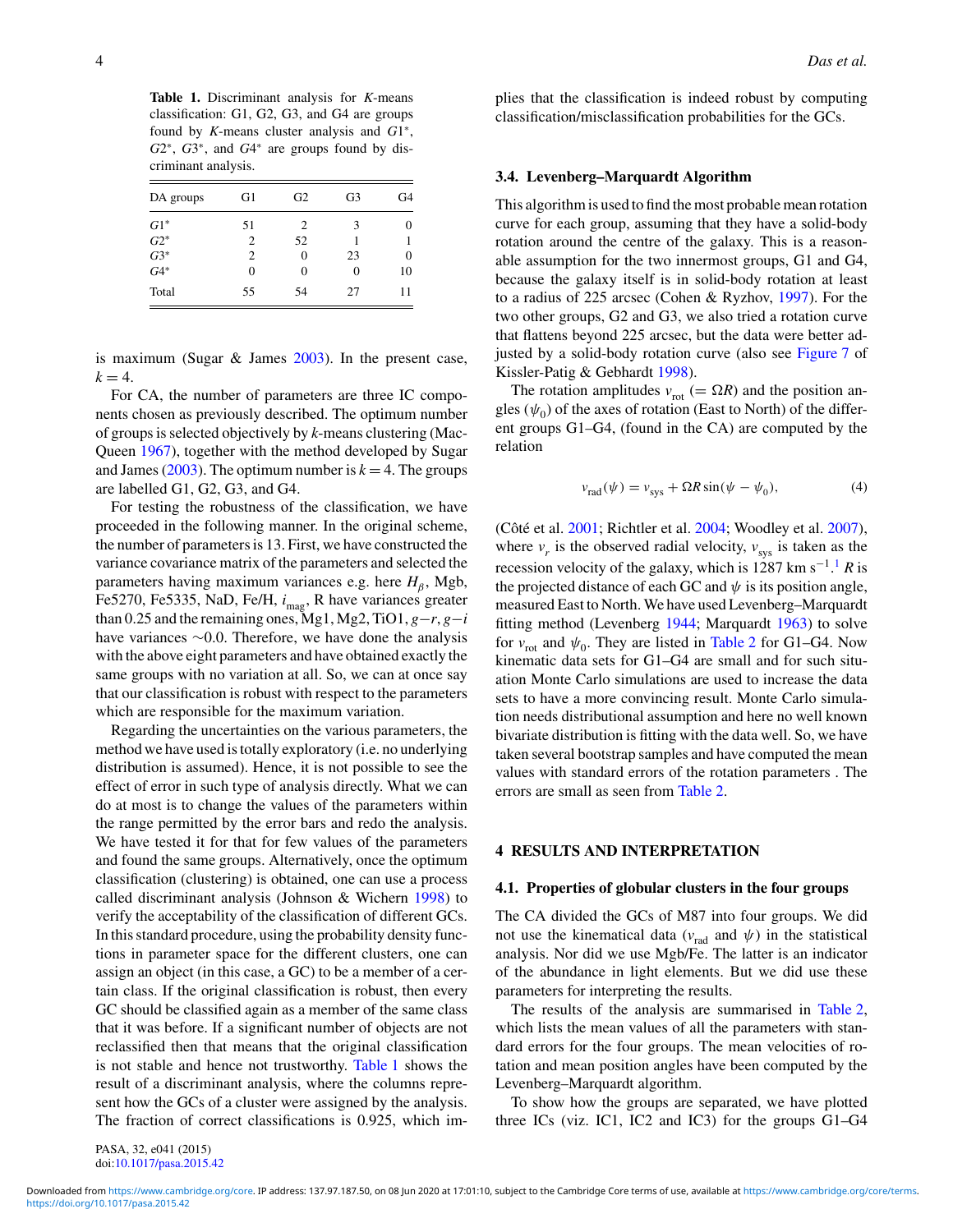**Table 1.** Discriminant analysis for *K*-means classification: G1, G2, G3, and G4 are groups found by *K*-means cluster analysis and $G1^*$, $G2^*$, $G3^*$, and $G4^*$ are groups found by discriminant analysis.

| DA groups | G1 | G2 | G3 | G4 |
|---|---|---|---|---|
| $G1^*$ | 51 | 2 | 3 | 0 |
| $G2^*$ | 2 | 52 | 1 | 1 |
| $G3^*$ | 2 | 0 | 23 | 0 |
| $G4^*$ | 0 | 0 | 0 | 10 |
| Total | 55 | 54 | 27 | 11 |

is maximum (Sugar & James 2003). In the present case, $k = 4$.

For CA, the number of parameters are three IC components chosen as previously described. The optimum number of groups is selected objectively by *k*-means clustering (MacQueen 1967), together with the method developed by Sugar and James (2003). The optimum number is $k = 4$. The groups are labelled G1, G2, G3, and G4.

For testing the robustness of the classification, we have proceeded in the following manner. In the original scheme, the number of parameters is 13. First, we have constructed the variance covariance matrix of the parameters and selected the parameters having maximum variances e.g. here $H_\beta$, Mgb, Fe5270, Fe5335, NaD, Fe/H, $i_{\rm mag}$, R have variances greater than 0.25 and the remaining ones, Mg1, Mg2, TiO1, $g-r$, $g-i$ have variances ~0.0. Therefore, we have done the analysis with the above eight parameters and have obtained exactly the same groups with no variation at all. So, we can at once say that our classification is robust with respect to the parameters which are responsible for the maximum variation.

Regarding the uncertainties on the various parameters, the method we have used is totally exploratory (i.e. no underlying distribution is assumed). Hence, it is not possible to see the effect of error in such type of analysis directly. What we can do at most is to change the values of the parameters within the range permitted by the error bars and redo the analysis. We have tested it for that for few values of the parameters and found the same groups. Alternatively, once the optimum classification (clustering) is obtained, one can use a process called discriminant analysis (Johnson & Wichern 1998) to verify the acceptability of the classification of different GCs. In this standard procedure, using the probability density functions in parameter space for the different clusters, one can assign an object (in this case, a GC) to be a member of a certain class. If the original classification is robust, then every GC should be classified again as a member of the same class that it was before. If a significant number of objects are not reclassified then that means that the original classification is not stable and hence not trustworthy. Table 1 shows the result of a discriminant analysis, where the columns represent how the GCs of a cluster were assigned by the analysis. The fraction of correct classifications is 0.925, which implies that the classification is indeed robust by computing classification/misclassification probabilities for the GCs.

### 3.4. Levenberg–Marquardt Algorithm

This algorithm is used to find the most probable mean rotation curve for each group, assuming that they have a solid-body rotation around the centre of the galaxy. This is a reasonable assumption for the two innermost groups, G1 and G4, because the galaxy itself is in solid-body rotation at least to a radius of 225 arcsec (Cohen & Ryzhov, 1997). For the two other groups, G2 and G3, we also tried a rotation curve that flattens beyond 225 arcsec, but the data were better adjusted by a solid-body rotation curve (also see Figure 7 of Kissler-Patig & Gebhardt 1998).

The rotation amplitudes $v_{\rm rot}$ ($= \Omega R$) and the position angles ($\psi_0$) of the axes of rotation (East to North) of the different groups G1–G4, (found in the CA) are computed by the relation

$$v_{\rm rad}(\psi) = v_{\rm sys} + \Omega R \sin(\psi - \psi_0), \tag{4}$$

(Côté et al. 2001; Richtler et al. 2004; Woodley et al. 2007), where $v_r$ is the observed radial velocity, $v_{\rm sys}$ is taken as the recession velocity of the galaxy, which is 1287 km s$^{-1}$.[1] $R$ is the projected distance of each GC and $\psi$ is its position angle, measured East to North. We have used Levenberg–Marquardt fitting method (Levenberg 1944; Marquardt 1963) to solve for $v_{\rm rot}$ and $\psi_0$. They are listed in Table 2 for G1–G4. Now kinematic data sets for G1–G4 are small and for such situation Monte Carlo simulations are used to increase the data sets to have a more convincing result. Monte Carlo simulation needs distributional assumption and here no well known bivariate distribution is fitting with the data well. So, we have taken several bootstrap samples and have computed the mean values with standard errors of the rotation parameters . The errors are small as seen from Table 2.

## 4 RESULTS AND INTERPRETATION

### 4.1. Properties of globular clusters in the four groups

The CA divided the GCs of M87 into four groups. We did not use the kinematical data ($v_{\rm rad}$ and $\psi$) in the statistical analysis. Nor did we use Mgb/Fe. The latter is an indicator of the abundance in light elements. But we did use these parameters for interpreting the results.

The results of the analysis are summarised in Table 2, which lists the mean values of all the parameters with standard errors for the four groups. The mean velocities of rotation and mean position angles have been computed by the Levenberg–Marquardt algorithm.

To show how the groups are separated, we have plotted three ICs (viz. IC1, IC2 and IC3) for the groups G1–G4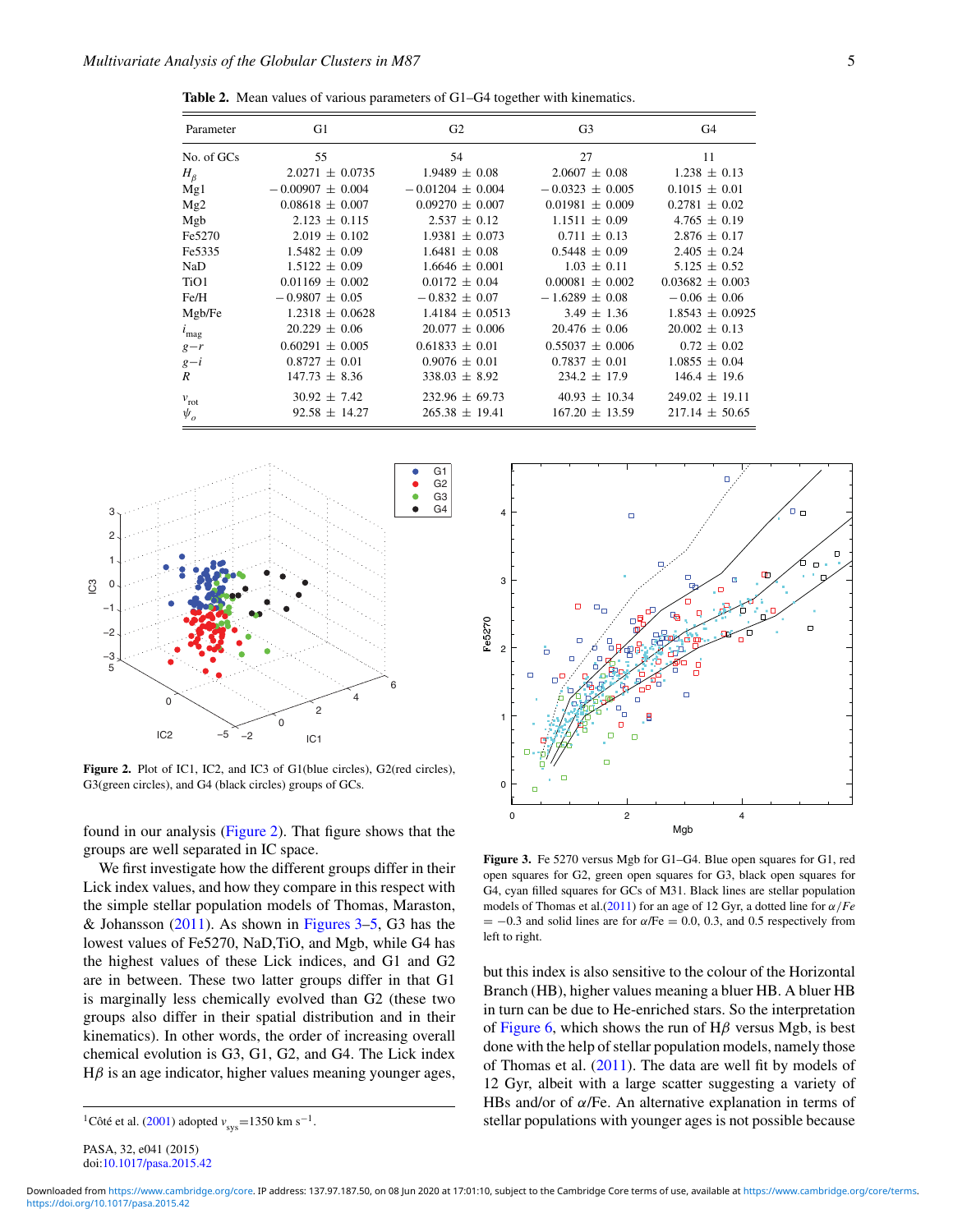**Table 2.** Mean values of various parameters of G1–G4 together with kinematics.

| Parameter | G1 | G2 | G3 | G4 |
|---|---|---|---|---|
| No. of GCs | 55 | 54 | 27 | 11 |
| $H_\beta$ | 2.0271 ± 0.0735 | 1.9489 ± 0.08 | 2.0607 ± 0.08 | 1.238 ± 0.13 |
| Mg1 | −0.00907 ± 0.004 | −0.01204 ± 0.004 | −0.0323 ± 0.005 | 0.1015 ± 0.01 |
| Mg2 | 0.08618 ± 0.007 | 0.09270 ± 0.007 | 0.01981 ± 0.009 | 0.2781 ± 0.02 |
| Mgb | 2.123 ± 0.115 | 2.537 ± 0.12 | 1.1511 ± 0.09 | 4.765 ± 0.19 |
| Fe5270 | 2.019 ± 0.102 | 1.9381 ± 0.073 | 0.711 ± 0.13 | 2.876 ± 0.17 |
| Fe5335 | 1.5482 ± 0.09 | 1.6481 ± 0.08 | 0.5448 ± 0.09 | 2.405 ± 0.24 |
| NaD | 1.5122 ± 0.09 | 1.6646 ± 0.001 | 1.03 ± 0.11 | 5.125 ± 0.52 |
| TiO1 | 0.01169 ± 0.002 | 0.0172 ± 0.04 | 0.00081 ± 0.002 | 0.03682 ± 0.003 |
| Fe/H | −0.9807 ± 0.05 | −0.832 ± 0.07 | −1.6289 ± 0.08 | −0.06 ± 0.06 |
| Mgb/Fe | 1.2318 ± 0.0628 | 1.4184 ± 0.0513 | 3.49 ± 1.36 | 1.8543 ± 0.0925 |
| $i_{\mathrm{mag}}$ | 20.229 ± 0.06 | 20.077 ± 0.006 | 20.476 ± 0.06 | 20.002 ± 0.13 |
| $g-r$ | 0.60291 ± 0.005 | 0.61833 ± 0.01 | 0.55037 ± 0.006 | 0.72 ± 0.02 |
| $g-i$ | 0.8727 ± 0.01 | 0.9076 ± 0.01 | 0.7837 ± 0.01 | 1.0855 ± 0.04 |
| $R$ | 147.73 ± 8.36 | 338.03 ± 8.92 | 234.2 ± 17.9 | 146.4 ± 19.6 |
| $v_{\mathrm{rot}}$ | 30.92 ± 7.42 | 232.96 ± 69.73 | 40.93 ± 10.34 | 249.02 ± 19.11 |
| $\psi_o$ | 92.58 ± 14.27 | 265.38 ± 19.41 | 167.20 ± 13.59 | 217.14 ± 50.65 |

**Figure 2.** Plot of IC1, IC2, and IC3 of G1(blue circles), G2(red circles), G3(green circles), and G4 (black circles) groups of GCs.

found in our analysis (Figure 2). That figure shows that the groups are well separated in IC space.

We first investigate how the different groups differ in their Lick index values, and how they compare in this respect with the simple stellar population models of Thomas, Maraston, & Johansson (2011). As shown in Figures 3–5, G3 has the lowest values of Fe5270, NaD,TiO, and Mgb, while G4 has the highest values of these Lick indices, and G1 and G2 are in between. These two latter groups differ in that G1 is marginally less chemically evolved than G2 (these two groups also differ in their spatial distribution and in their kinematics). In other words, the order of increasing overall chemical evolution is G3, G1, G2, and G4. The Lick index H$\beta$ is an age indicator, higher values meaning younger ages, but this index is also sensitive to the colour of the Horizontal Branch (HB), higher values meaning a bluer HB. A bluer HB in turn can be due to He-enriched stars. So the interpretation of Figure 6, which shows the run of H$\beta$ versus Mgb, is best done with the help of stellar population models, namely those of Thomas et al. (2011). The data are well fit by models of 12 Gyr, albeit with a large scatter suggesting a variety of HBs and/or of $\alpha$/Fe. An alternative explanation in terms of stellar populations with younger ages is not possible because

**Figure 3.** Fe 5270 versus Mgb for G1–G4. Blue open squares for G1, red open squares for G2, green open squares for G3, black open squares for G4, cyan filled squares for GCs of M31. Black lines are stellar population models of Thomas et al.(2011) for an age of 12 Gyr, a dotted line for $\alpha/Fe = -0.3$ and solid lines are for $\alpha$/Fe = 0.0, 0.3, and 0.5 respectively from left to right.

[1]Côté et al. (2001) adopted $v_{\mathrm{sys}}$=1350 km s$^{-1}$.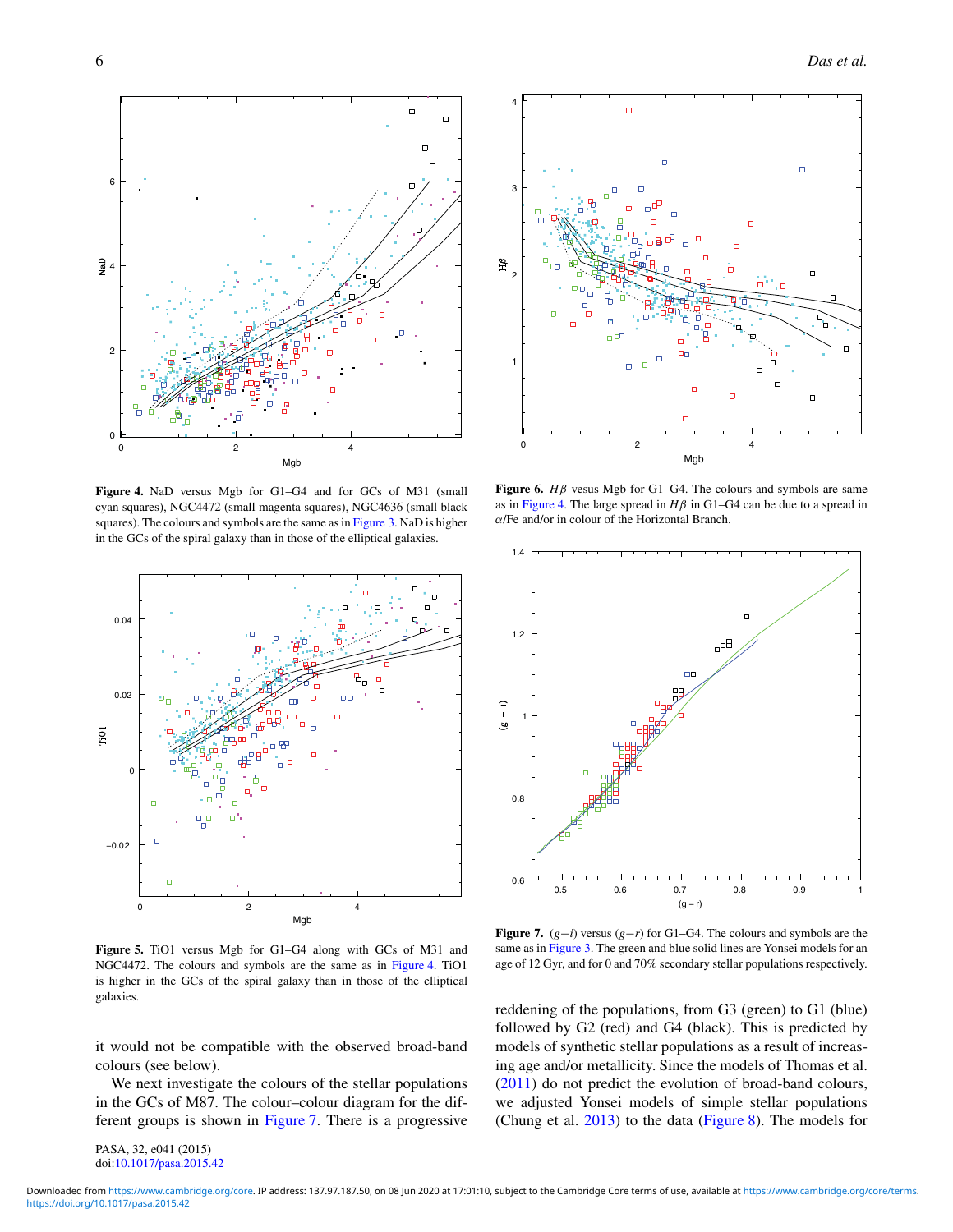**Figure 4.** NaD versus Mgb for G1–G4 and for GCs of M31 (small cyan squares), NGC4472 (small magenta squares), NGC4636 (small black squares). The colours and symbols are the same as in Figure 3. NaD is higher in the GCs of the spiral galaxy than in those of the elliptical galaxies.

**Figure 6.** $H\beta$ vesus Mgb for G1–G4. The colours and symbols are same as in Figure 4. The large spread in $H\beta$ in G1–G4 can be due to a spread in $\alpha$/Fe and/or in colour of the Horizontal Branch.

**Figure 5.** TiO1 versus Mgb for G1–G4 along with GCs of M31 and NGC4472. The colours and symbols are the same as in Figure 4. TiO1 is higher in the GCs of the spiral galaxy than in those of the elliptical galaxies.

**Figure 7.** $(g-i)$ versus $(g-r)$ for G1–G4. The colours and symbols are the same as in Figure 3. The green and blue solid lines are Yonsei models for an age of 12 Gyr, and for 0 and 70% secondary stellar populations respectively.

it would not be compatible with the observed broad-band colours (see below).

We next investigate the colours of the stellar populations in the GCs of M87. The colour–colour diagram for the different groups is shown in Figure 7. There is a progressive reddening of the populations, from G3 (green) to G1 (blue) followed by G2 (red) and G4 (black). This is predicted by models of synthetic stellar populations as a result of increasing age and/or metallicity. Since the models of Thomas et al. (2011) do not predict the evolution of broad-band colours, we adjusted Yonsei models of simple stellar populations (Chung et al. 2013) to the data (Figure 8). The models for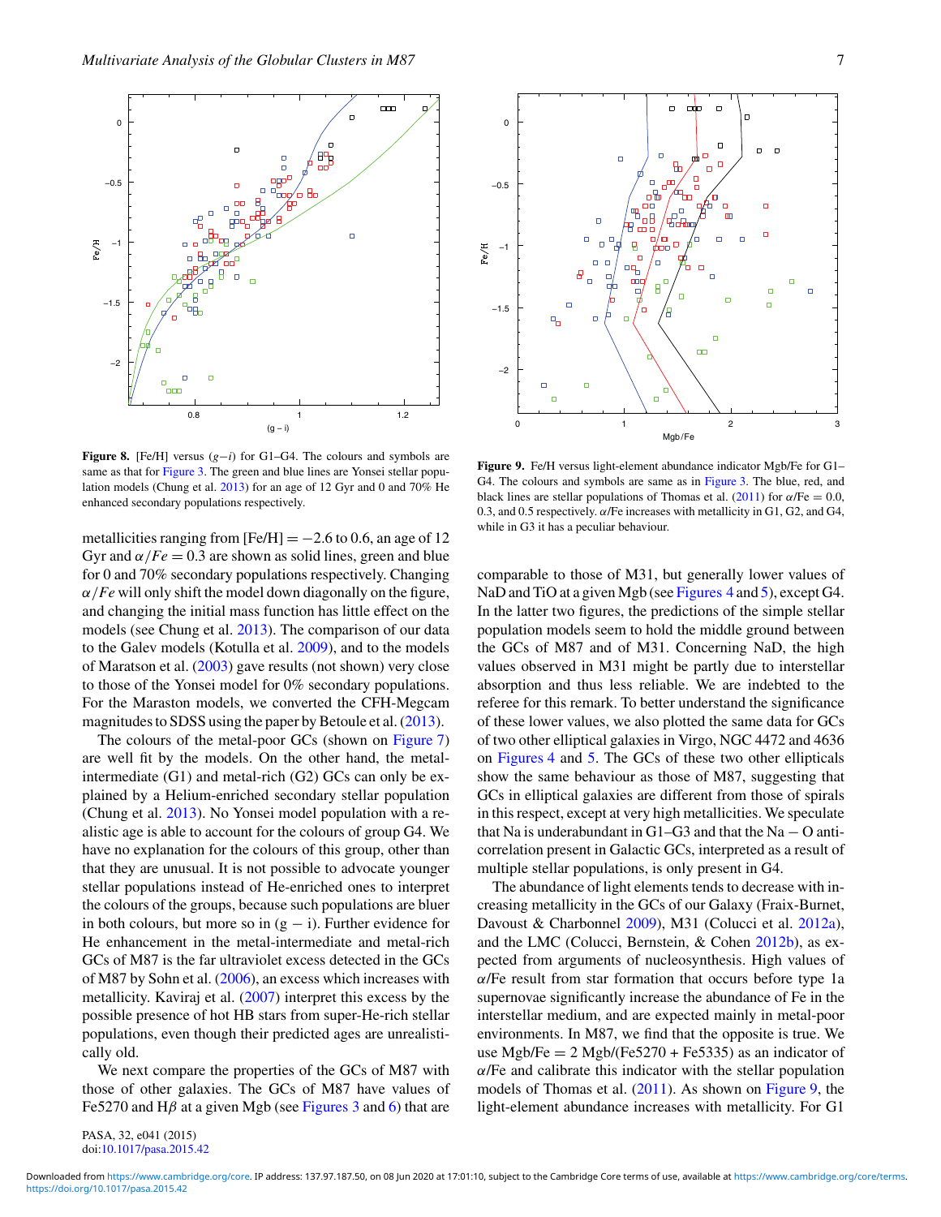**Figure 8.** [Fe/H] versus ($g-i$) for G1–G4. The colours and symbols are same as that for Figure 3. The green and blue lines are Yonsei stellar population models (Chung et al. 2013) for an age of 12 Gyr and 0 and 70% He enhanced secondary populations respectively.

**Figure 9.** Fe/H versus light-element abundance indicator Mgb/Fe for G1–G4. The colours and symbols are same as in Figure 3. The blue, red, and black lines are stellar populations of Thomas et al. (2011) for $\alpha$/Fe = 0.0, 0.3, and 0.5 respectively. $\alpha$/Fe increases with metallicity in G1, G2, and G4, while in G3 it has a peculiar behaviour.

metallicities ranging from [Fe/H] = −2.6 to 0.6, an age of 12 Gyr and $\alpha/Fe = 0.3$ are shown as solid lines, green and blue for 0 and 70% secondary populations respectively. Changing $\alpha/Fe$ will only shift the model down diagonally on the figure, and changing the initial mass function has little effect on the models (see Chung et al. 2013). The comparison of our data to the Galev models (Kotulla et al. 2009), and to the models of Maratson et al. (2003) gave results (not shown) very close to those of the Yonsei model for 0% secondary populations. For the Maraston models, we converted the CFH-Megcam magnitudes to SDSS using the paper by Betoule et al. (2013).

The colours of the metal-poor GCs (shown on Figure 7) are well fit by the models. On the other hand, the metal-intermediate (G1) and metal-rich (G2) GCs can only be explained by a Helium-enriched secondary stellar population (Chung et al. 2013). No Yonsei model population with a realistic age is able to account for the colours of group G4. We have no explanation for the colours of this group, other than that they are unusual. It is not possible to advocate younger stellar populations instead of He-enriched ones to interpret the colours of the groups, because such populations are bluer in both colours, but more so in (g − i). Further evidence for He enhancement in the metal-intermediate and metal-rich GCs of M87 is the far ultraviolet excess detected in the GCs of M87 by Sohn et al. (2006), an excess which increases with metallicity. Kaviraj et al. (2007) interpret this excess by the possible presence of hot HB stars from super-He-rich stellar populations, even though their predicted ages are unrealistically old.

We next compare the properties of the GCs of M87 with those of other galaxies. The GCs of M87 have values of Fe5270 and H$\beta$ at a given Mgb (see Figures 3 and 6) that are comparable to those of M31, but generally lower values of NaD and TiO at a given Mgb (see Figures 4 and 5), except G4. In the latter two figures, the predictions of the simple stellar population models seem to hold the middle ground between the GCs of M87 and of M31. Concerning NaD, the high values observed in M31 might be partly due to interstellar absorption and thus less reliable. We are indebted to the referee for this remark. To better understand the significance of these lower values, we also plotted the same data for GCs of two other elliptical galaxies in Virgo, NGC 4472 and 4636 on Figures 4 and 5. The GCs of these two other ellipticals show the same behaviour as those of M87, suggesting that GCs in elliptical galaxies are different from those of spirals in this respect, except at very high metallicities. We speculate that Na is underabundant in G1–G3 and that the Na − O anticorrelation present in Galactic GCs, interpreted as a result of multiple stellar populations, is only present in G4.

The abundance of light elements tends to decrease with increasing metallicity in the GCs of our Galaxy (Fraix-Burnet, Davoust & Charbonnel 2009), M31 (Colucci et al. 2012a), and the LMC (Colucci, Bernstein, & Cohen 2012b), as expected from arguments of nucleosynthesis. High values of $\alpha$/Fe result from star formation that occurs before type 1a supernovae significantly increase the abundance of Fe in the interstellar medium, and are expected mainly in metal-poor environments. In M87, we find that the opposite is true. We use Mgb/Fe = 2 Mgb/(Fe5270 + Fe5335) as an indicator of $\alpha$/Fe and calibrate this indicator with the stellar population models of Thomas et al. (2011). As shown on Figure 9, the light-element abundance increases with metallicity. For G1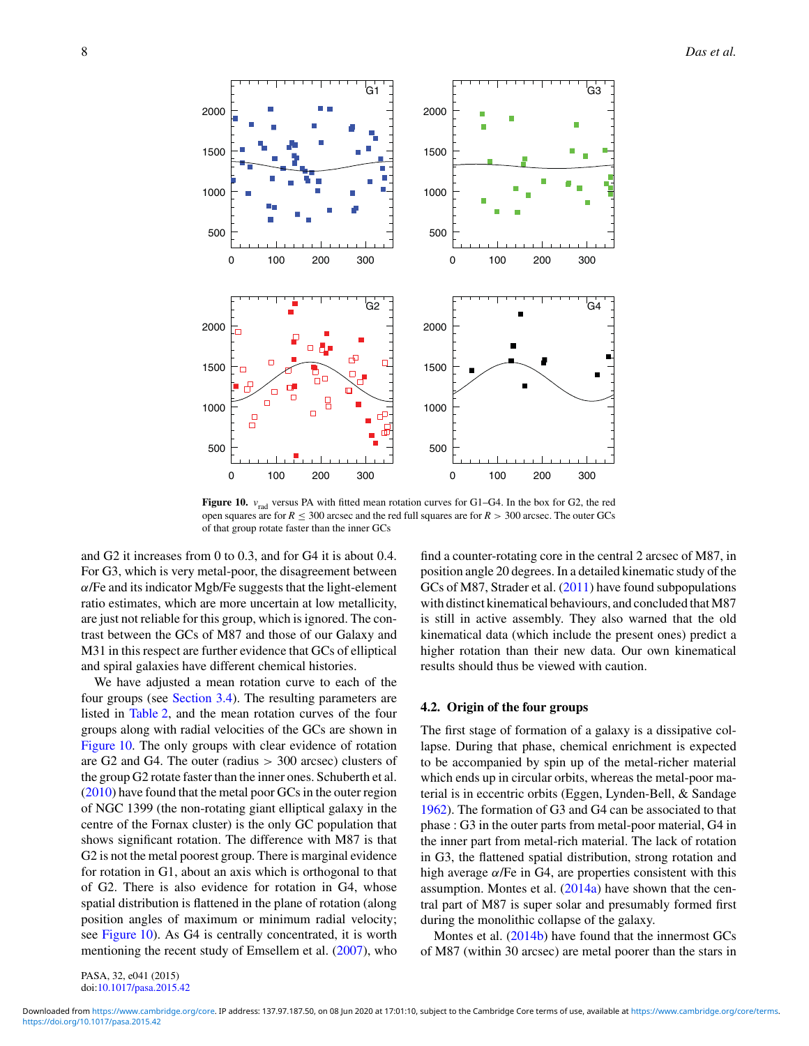**Figure 10.** $v_{\rm rad}$ versus PA with fitted mean rotation curves for G1–G4. In the box for G2, the red open squares are for $R \leq 300$ arcsec and the red full squares are for $R > 300$ arcsec. The outer GCs of that group rotate faster than the inner GCs

and G2 it increases from 0 to 0.3, and for G4 it is about 0.4. For G3, which is very metal-poor, the disagreement between $\alpha$/Fe and its indicator Mgb/Fe suggests that the light-element ratio estimates, which are more uncertain at low metallicity, are just not reliable for this group, which is ignored. The contrast between the GCs of M87 and those of our Galaxy and M31 in this respect are further evidence that GCs of elliptical and spiral galaxies have different chemical histories.

We have adjusted a mean rotation curve to each of the four groups (see Section 3.4). The resulting parameters are listed in Table 2, and the mean rotation curves of the four groups along with radial velocities of the GCs are shown in Figure 10. The only groups with clear evidence of rotation are G2 and G4. The outer (radius > 300 arcsec) clusters of the group G2 rotate faster than the inner ones. Schuberth et al. (2010) have found that the metal poor GCs in the outer region of NGC 1399 (the non-rotating giant elliptical galaxy in the centre of the Fornax cluster) is the only GC population that shows significant rotation. The difference with M87 is that G2 is not the metal poorest group. There is marginal evidence for rotation in G1, about an axis which is orthogonal to that of G2. There is also evidence for rotation in G4, whose spatial distribution is flattened in the plane of rotation (along position angles of maximum or minimum radial velocity; see Figure 10). As G4 is centrally concentrated, it is worth mentioning the recent study of Emsellem et al. (2007), who find a counter-rotating core in the central 2 arcsec of M87, in position angle 20 degrees. In a detailed kinematic study of the GCs of M87, Strader et al. (2011) have found subpopulations with distinct kinematical behaviours, and concluded that M87 is still in active assembly. They also warned that the old kinematical data (which include the present ones) predict a higher rotation than their new data. Our own kinematical results should thus be viewed with caution.

### 4.2. Origin of the four groups

The first stage of formation of a galaxy is a dissipative collapse. During that phase, chemical enrichment is expected to be accompanied by spin up of the metal-richer material which ends up in circular orbits, whereas the metal-poor material is in eccentric orbits (Eggen, Lynden-Bell, & Sandage 1962). The formation of G3 and G4 can be associated to that phase : G3 in the outer parts from metal-poor material, G4 in the inner part from metal-rich material. The lack of rotation in G3, the flattened spatial distribution, strong rotation and high average $\alpha$/Fe in G4, are properties consistent with this assumption. Montes et al. (2014a) have shown that the central part of M87 is super solar and presumably formed first during the monolithic collapse of the galaxy.

Montes et al. (2014b) have found that the innermost GCs of M87 (within 30 arcsec) are metal poorer than the stars in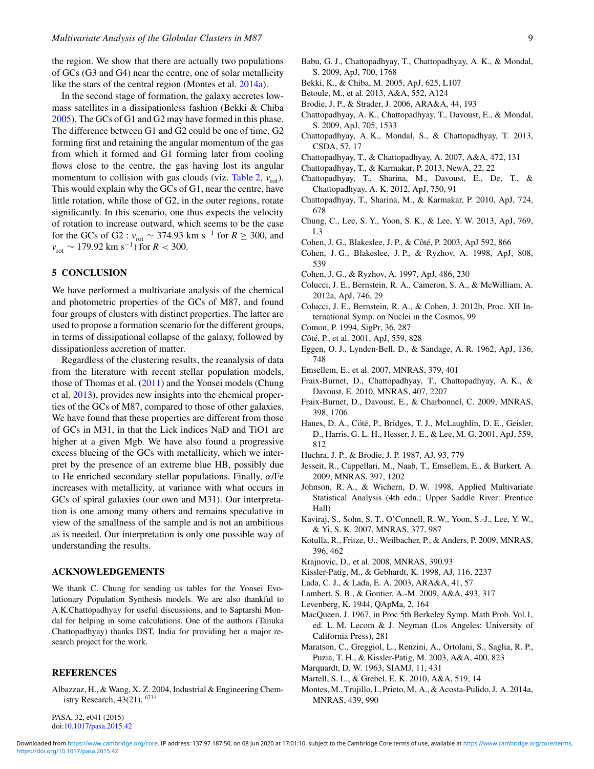the region. We show that there are actually two populations of GCs (G3 and G4) near the centre, one of solar metallicity like the stars of the central region (Montes et al. 2014a).

In the second stage of formation, the galaxy accretes low-mass satellites in a dissipationless fashion (Bekki & Chiba 2005). The GCs of G1 and G2 may have formed in this phase. The difference between G1 and G2 could be one of time, G2 forming first and retaining the angular momentum of the gas from which it formed and G1 forming later from cooling flows close to the centre, the gas having lost its angular momentum to collision with gas clouds (viz. Table 2, $v_{\rm rot}$). This would explain why the GCs of G1, near the centre, have little rotation, while those of G2, in the outer regions, rotate significantly. In this scenario, one thus expects the velocity of rotation to increase outward, which seems to be the case for the GCs of G2 : $v_{\rm rot} \sim 374.93$ km s$^{-1}$ for $R \geq 300$, and $v_{\rm rot} \sim 179.92$ km s$^{-1}$) for $R < 300$.

## 5 CONCLUSION

We have performed a multivariate analysis of the chemical and photometric properties of the GCs of M87, and found four groups of clusters with distinct properties. The latter are used to propose a formation scenario for the different groups, in terms of dissipational collapse of the galaxy, followed by dissipationless accretion of matter.

Regardless of the clustering results, the reanalysis of data from the literature with recent stellar population models, those of Thomas et al. (2011) and the Yonsei models (Chung et al. 2013), provides new insights into the chemical properties of the GCs of M87, compared to those of other galaxies. We have found that these properties are different from those of GCs in M31, in that the Lick indices NaD and TiO1 are higher at a given Mgb. We have also found a progressive excess blueing of the GCs with metallicity, which we interpret by the presence of an extreme blue HB, possibly due to He enriched secondary stellar populations. Finally, $\alpha$/Fe increases with metallicity, at variance with what occurs in GCs of spiral galaxies (our own and M31). Our interpretation is one among many others and remains speculative in view of the smallness of the sample and is not an ambitious as is needed. Our interpretation is only one possible way of understanding the results.

## ACKNOWLEDGEMENTS

We thank C. Chung for sending us tables for the Yonsei Evolutionary Population Synthesis models. We are also thankful to A.K.Chattopadhyay for useful discussions, and to Saptarshi Mondal for helping in some calculations. One of the authors (Tanuka Chattopadhyay) thanks DST, India for providing her a major research project for the work.

## REFERENCES

Albazzaz, H., & Wang, X. Z. 2004, Industrial & Engineering Chemistry Research, 43(21), 6731

Babu, G. J., Chattopadhyay, T., Chattopadhyay, A. K., & Mondal, S. 2009, ApJ, 700, 1768

Bekki, K., & Chiba, M. 2005, ApJ, 625, L107

Betoule, M., et al. 2013, A&A, 552, A124

Brodie, J. P., & Strader, J. 2006, ARA&A, 44, 193

Chattopadhyay, A. K., Chattopadhyay, T., Davoust, E., & Mondal, S. 2009, ApJ, 705, 1533

Chattopadhyay, A. K., Mondal, S., & Chattopadhyay, T. 2013, CSDA, 57, 17

Chattopadhyay, T., & Chattopadhyay, A. 2007, A&A, 472, 131

Chattopadhyay, T., & Karmakar, P. 2013, NewA, 22, 22

Chattopadhyay, T., Sharina, M., Davoust, E., De, T., & Chattopadhyay, A. K. 2012, ApJ, 750, 91

Chattopadhyay, T., Sharina, M., & Karmakar, P. 2010, ApJ, 724, 678

Chung, C., Lee, S. Y., Yoon, S. K., & Lee, Y. W. 2013, ApJ, 769, L3

Cohen, J. G., Blakeslee, J. P., & Côté, P. 2003, ApJ 592, 866

Cohen, J. G., Blakeslee, J. P., & Ryzhov, A. 1998, ApJ, 808, 539

Cohen, J. G., & Ryzhov, A. 1997, ApJ, 486, 230

Colucci, J. E., Bernstein, R. A., Cameron, S. A., & McWilliam, A. 2012a, ApJ, 746, 29

Colucci, J. E., Bernstein, R. A., & Cohen, J. 2012b, Proc. XII International Symp. on Nuclei in the Cosmos, 99

Comon, P. 1994, SigPr, 36, 287

Côté, P., et al. 2001, ApJ, 559, 828

Eggen, O. J., Lynden-Bell, D., & Sandage, A. R. 1962, ApJ, 136, 748

Emsellem, E., et al. 2007, MNRAS, 379, 401

Fraix-Burnet, D., Chattopadhyay, T., Chattopadhyay, A. K., & Davoust, E. 2010, MNRAS, 407, 2207

Fraix-Burnet, D., Davoust, E., & Charbonnel, C. 2009, MNRAS, 398, 1706

Hanes, D. A., Côté, P., Bridges, T. J., McLaughlin, D. E., Geisler, D., Harris, G. L. H., Hesser, J. E., & Lee, M. G. 2001, ApJ, 559, 812

Huchra, J. P., & Brodie, J. P. 1987, AJ, 93, 779

Jesseit, R., Cappellari, M., Naab, T., Emsellem, E., & Burkert, A. 2009, MNRAS, 397, 1202

Johnson, R. A., & Wichern, D. W. 1998, Applied Multivariate Statistical Analysis (4th edn.; Upper Saddle River: Prentice Hall)

Kaviraj, S., Sohn, S. T., O'Connell, R. W., Yoon, S.-J., Lee, Y. W., & Yi, S. K. 2007, MNRAS, 377, 987

Kotulla, R., Fritze, U., Weilbacher, P., & Anders, P. 2009, MNRAS, 396, 462

Krajnovic, D., et al. 2008, MNRAS, 390.93

Kissler-Patig, M., & Gebhardt, K. 1998, AJ, 116, 2237

Lada, C. J., & Lada, E. A. 2003, ARA&A, 41, 57

Lambert, S. B., & Gontier, A.-M. 2009, A&A, 493, 317

Levenberg, K. 1944, QApMa, 2, 164

MacQueen, J. 1967, in Proc 5th Berkeley Symp. Math Prob. Vol.1, ed. L. M. Lecom & J. Neyman (Los Angeles: University of California Press), 281

Maratson, C., Greggiol, L., Renzini, A., Ortolani, S., Saglia, R. P., Puzia, T. H., & Kissler-Patig, M. 2003, A&A, 400, 823

Marquardt, D. W. 1963, SIAMJ, 11, 431

Martell, S. L., & Grebel, E. K. 2010, A&A, 519, 14

Montes, M., Trujillo, I., Prieto, M. A., & Acosta-Pulido, J. A. 2014a, MNRAS, 439, 990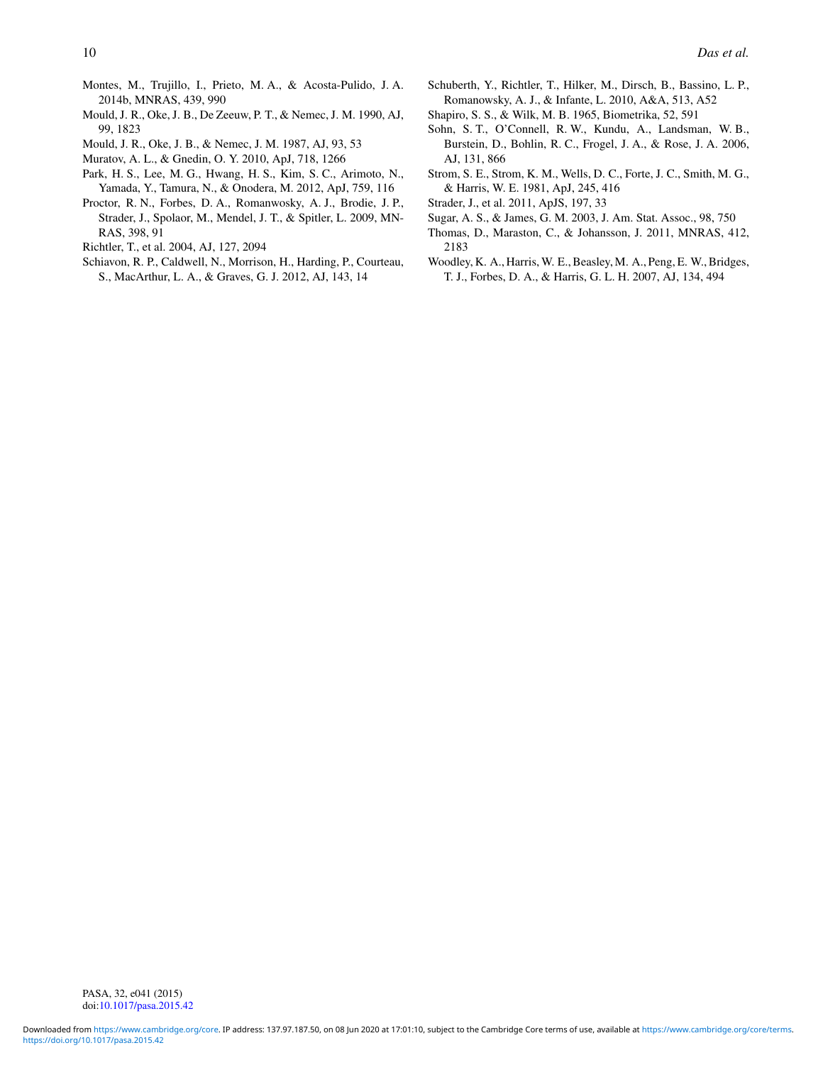Montes, M., Trujillo, I., Prieto, M. A., & Acosta-Pulido, J. A. 2014b, MNRAS, 439, 990

Mould, J. R., Oke, J. B., De Zeeuw, P. T., & Nemec, J. M. 1990, AJ, 99, 1823

Mould, J. R., Oke, J. B., & Nemec, J. M. 1987, AJ, 93, 53

Muratov, A. L., & Gnedin, O. Y. 2010, ApJ, 718, 1266

Park, H. S., Lee, M. G., Hwang, H. S., Kim, S. C., Arimoto, N., Yamada, Y., Tamura, N., & Onodera, M. 2012, ApJ, 759, 116

Proctor, R. N., Forbes, D. A., Romanwosky, A. J., Brodie, J. P., Strader, J., Spolaor, M., Mendel, J. T., & Spitler, L. 2009, MNRAS, 398, 91

Richtler, T., et al. 2004, AJ, 127, 2094

Schiavon, R. P., Caldwell, N., Morrison, H., Harding, P., Courteau, S., MacArthur, L. A., & Graves, G. J. 2012, AJ, 143, 14

Schuberth, Y., Richtler, T., Hilker, M., Dirsch, B., Bassino, L. P., Romanowsky, A. J., & Infante, L. 2010, A&A, 513, A52

Shapiro, S. S., & Wilk, M. B. 1965, Biometrika, 52, 591

Sohn, S. T., O'Connell, R. W., Kundu, A., Landsman, W. B., Burstein, D., Bohlin, R. C., Frogel, J. A., & Rose, J. A. 2006, AJ, 131, 866

Strom, S. E., Strom, K. M., Wells, D. C., Forte, J. C., Smith, M. G., & Harris, W. E. 1981, ApJ, 245, 416

Strader, J., et al. 2011, ApJS, 197, 33

Sugar, A. S., & James, G. M. 2003, J. Am. Stat. Assoc., 98, 750

Thomas, D., Maraston, C., & Johansson, J. 2011, MNRAS, 412, 2183

Woodley, K. A., Harris, W. E., Beasley, M. A., Peng, E. W., Bridges, T. J., Forbes, D. A., & Harris, G. L. H. 2007, AJ, 134, 494